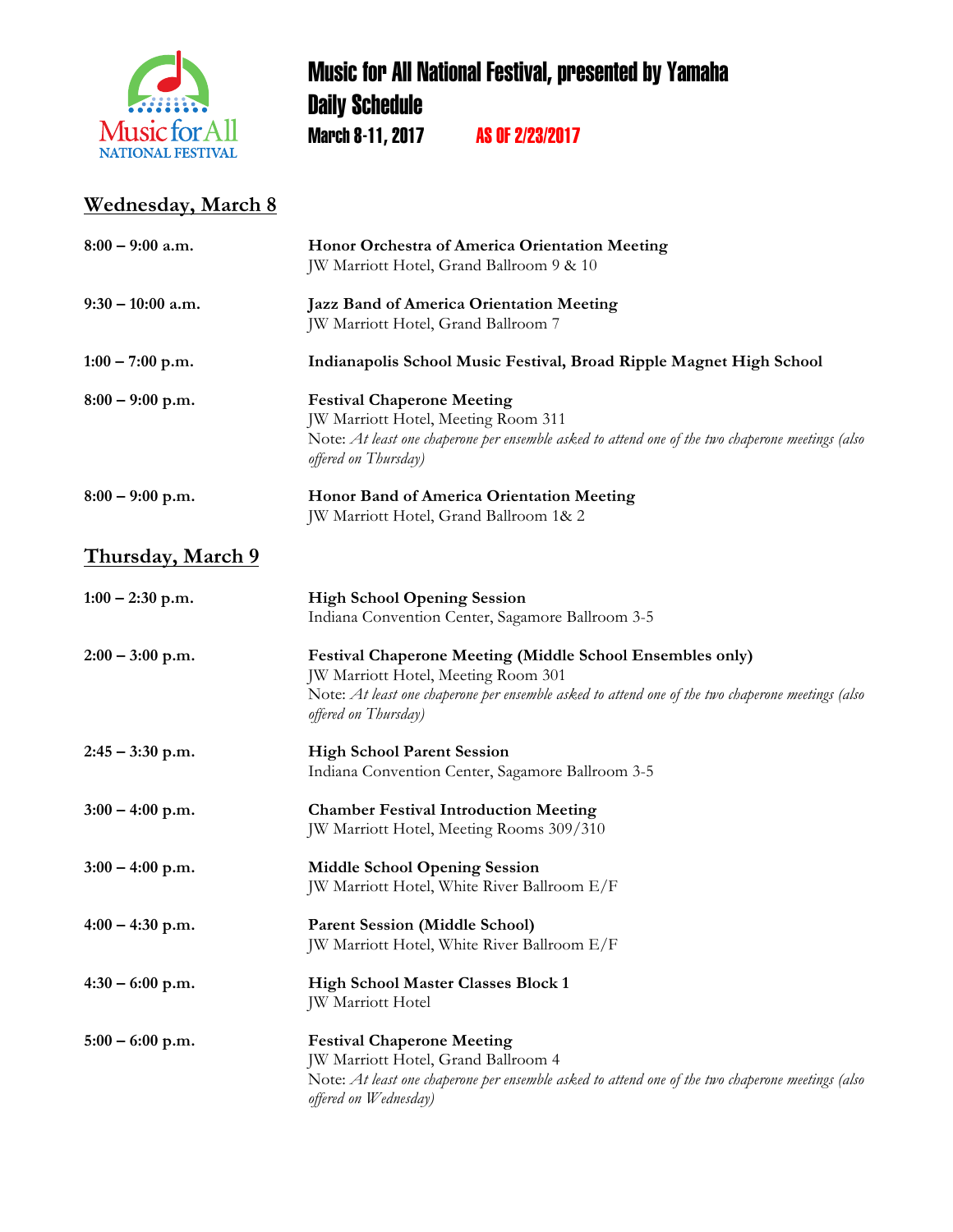# Music for All National Festival, presented by Yamaha

## Daily Schedule

**March 8-11, 2017** **AS OF 2/23/2017**

## Wednesday, March 8

**8:00 – 9:00 a.m.** — **Honor Orchestra of America Orientation Meeting**
JW Marriott Hotel, Grand Ballroom 9 & 10

**9:30 – 10:00 a.m.** — **Jazz Band of America Orientation Meeting**
JW Marriott Hotel, Grand Ballroom 7

**1:00 – 7:00 p.m.** — **Indianapolis School Music Festival, Broad Ripple Magnet High School**

**8:00 – 9:00 p.m.** — **Festival Chaperone Meeting**
JW Marriott Hotel, Meeting Room 311
Note: *At least one chaperone per ensemble asked to attend one of the two chaperone meetings (also offered on Thursday)*

**8:00 – 9:00 p.m.** — **Honor Band of America Orientation Meeting**
JW Marriott Hotel, Grand Ballroom 1& 2

## Thursday, March 9

**1:00 – 2:30 p.m.** — **High School Opening Session**
Indiana Convention Center, Sagamore Ballroom 3-5

**2:00 – 3:00 p.m.** — **Festival Chaperone Meeting (Middle School Ensembles only)**
JW Marriott Hotel, Meeting Room 301
Note: *At least one chaperone per ensemble asked to attend one of the two chaperone meetings (also offered on Thursday)*

**2:45 – 3:30 p.m.** — **High School Parent Session**
Indiana Convention Center, Sagamore Ballroom 3-5

**3:00 – 4:00 p.m.** — **Chamber Festival Introduction Meeting**
JW Marriott Hotel, Meeting Rooms 309/310

**3:00 – 4:00 p.m.** — **Middle School Opening Session**
JW Marriott Hotel, White River Ballroom E/F

**4:00 – 4:30 p.m.** — **Parent Session (Middle School)**
JW Marriott Hotel, White River Ballroom E/F

**4:30 – 6:00 p.m.** — **High School Master Classes Block 1**
JW Marriott Hotel

**5:00 – 6:00 p.m.** — **Festival Chaperone Meeting**
JW Marriott Hotel, Grand Ballroom 4
Note: *At least one chaperone per ensemble asked to attend one of the two chaperone meetings (also offered on Wednesday)*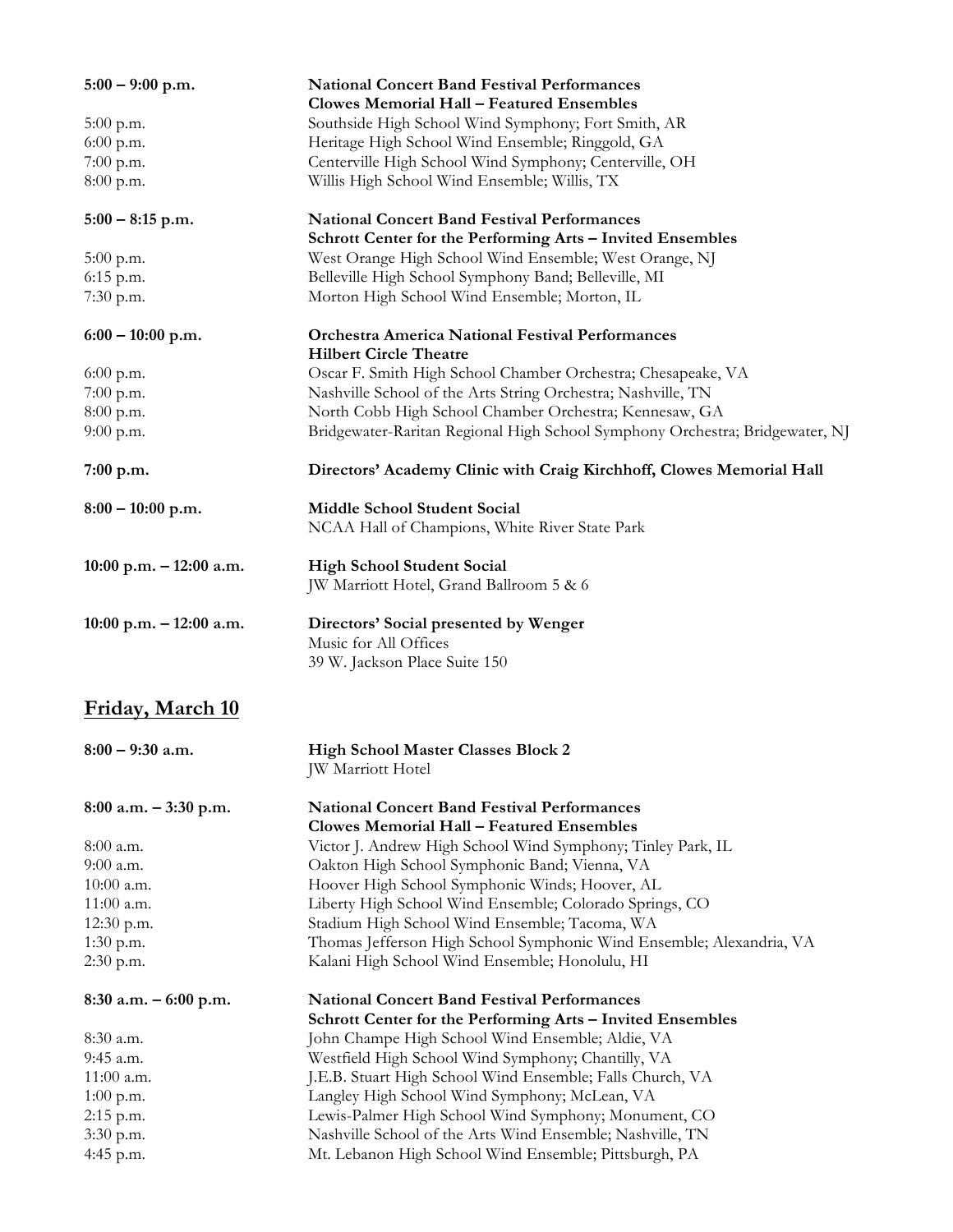**5:00 – 9:00 p.m.** **National Concert Band Festival Performances**
**Clowes Memorial Hall – Featured Ensembles**

| | |
|---|---|
| 5:00 p.m. | Southside High School Wind Symphony; Fort Smith, AR |
| 6:00 p.m. | Heritage High School Wind Ensemble; Ringgold, GA |
| 7:00 p.m. | Centerville High School Wind Symphony; Centerville, OH |
| 8:00 p.m. | Willis High School Wind Ensemble; Willis, TX |

**5:00 – 8:15 p.m.** **National Concert Band Festival Performances**
**Schrott Center for the Performing Arts – Invited Ensembles**

| | |
|---|---|
| 5:00 p.m. | West Orange High School Wind Ensemble; West Orange, NJ |
| 6:15 p.m. | Belleville High School Symphony Band; Belleville, MI |
| 7:30 p.m. | Morton High School Wind Ensemble; Morton, IL |

**6:00 – 10:00 p.m.** **Orchestra America National Festival Performances**
**Hilbert Circle Theatre**

| | |
|---|---|
| 6:00 p.m. | Oscar F. Smith High School Chamber Orchestra; Chesapeake, VA |
| 7:00 p.m. | Nashville School of the Arts String Orchestra; Nashville, TN |
| 8:00 p.m. | North Cobb High School Chamber Orchestra; Kennesaw, GA |
| 9:00 p.m. | Bridgewater-Raritan Regional High School Symphony Orchestra; Bridgewater, NJ |

**7:00 p.m.** **Directors' Academy Clinic with Craig Kirchhoff, Clowes Memorial Hall**

**8:00 – 10:00 p.m.** **Middle School Student Social**
NCAA Hall of Champions, White River State Park

**10:00 p.m. – 12:00 a.m.** **High School Student Social**
JW Marriott Hotel, Grand Ballroom 5 & 6

**10:00 p.m. – 12:00 a.m.** **Directors' Social presented by Wenger**
Music for All Offices
39 W. Jackson Place Suite 150

## Friday, March 10

**8:00 – 9:30 a.m.** **High School Master Classes Block 2**
JW Marriott Hotel

**8:00 a.m. – 3:30 p.m.** **National Concert Band Festival Performances**
**Clowes Memorial Hall – Featured Ensembles**

| | |
|---|---|
| 8:00 a.m. | Victor J. Andrew High School Wind Symphony; Tinley Park, IL |
| 9:00 a.m. | Oakton High School Symphonic Band; Vienna, VA |
| 10:00 a.m. | Hoover High School Symphonic Winds; Hoover, AL |
| 11:00 a.m. | Liberty High School Wind Ensemble; Colorado Springs, CO |
| 12:30 p.m. | Stadium High School Wind Ensemble; Tacoma, WA |
| 1:30 p.m. | Thomas Jefferson High School Symphonic Wind Ensemble; Alexandria, VA |
| 2:30 p.m. | Kalani High School Wind Ensemble; Honolulu, HI |

**8:30 a.m. – 6:00 p.m.** **National Concert Band Festival Performances**
**Schrott Center for the Performing Arts – Invited Ensembles**

| | |
|---|---|
| 8:30 a.m. | John Champe High School Wind Ensemble; Aldie, VA |
| 9:45 a.m. | Westfield High School Wind Symphony; Chantilly, VA |
| 11:00 a.m. | J.E.B. Stuart High School Wind Ensemble; Falls Church, VA |
| 1:00 p.m. | Langley High School Wind Symphony; McLean, VA |
| 2:15 p.m. | Lewis-Palmer High School Wind Symphony; Monument, CO |
| 3:30 p.m. | Nashville School of the Arts Wind Ensemble; Nashville, TN |
| 4:45 p.m. | Mt. Lebanon High School Wind Ensemble; Pittsburgh, PA |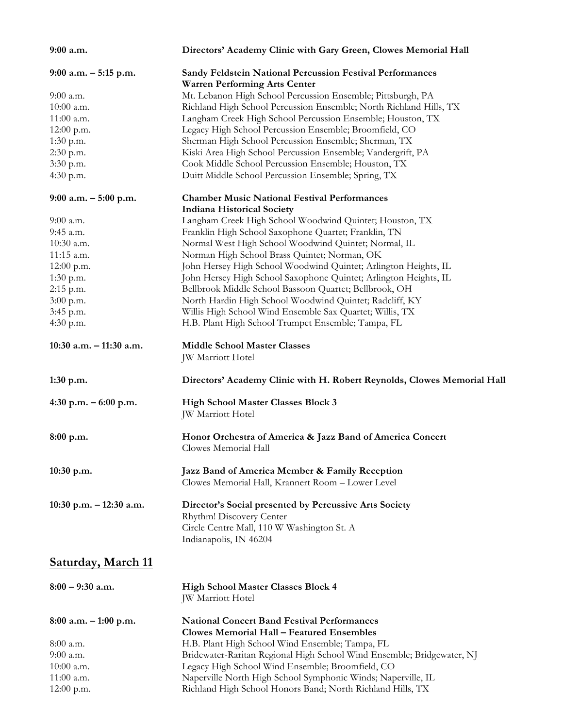**9:00 a.m.** **Directors' Academy Clinic with Gary Green, Clowes Memorial Hall**

**9:00 a.m. – 5:15 p.m.** **Sandy Feldstein National Percussion Festival Performances**
**Warren Performing Arts Center**

| | |
|---|---|
| 9:00 a.m. | Mt. Lebanon High School Percussion Ensemble; Pittsburgh, PA |
| 10:00 a.m. | Richland High School Percussion Ensemble; North Richland Hills, TX |
| 11:00 a.m. | Langham Creek High School Percussion Ensemble; Houston, TX |
| 12:00 p.m. | Legacy High School Percussion Ensemble; Broomfield, CO |
| 1:30 p.m. | Sherman High School Percussion Ensemble; Sherman, TX |
| 2:30 p.m. | Kiski Area High School Percussion Ensemble; Vandergrift, PA |
| 3:30 p.m. | Cook Middle School Percussion Ensemble; Houston, TX |
| 4:30 p.m. | Duitt Middle School Percussion Ensemble; Spring, TX |

**9:00 a.m. – 5:00 p.m.** **Chamber Music National Festival Performances**
**Indiana Historical Society**

| | |
|---|---|
| 9:00 a.m. | Langham Creek High School Woodwind Quintet; Houston, TX |
| 9:45 a.m. | Franklin High School Saxophone Quartet; Franklin, TN |
| 10:30 a.m. | Normal West High School Woodwind Quintet; Normal, IL |
| 11:15 a.m. | Norman High School Brass Quintet; Norman, OK |
| 12:00 p.m. | John Hersey High School Woodwind Quintet; Arlington Heights, IL |
| 1:30 p.m. | John Hersey High School Saxophone Quintet; Arlington Heights, IL |
| 2:15 p.m. | Bellbrook Middle School Bassoon Quartet; Bellbrook, OH |
| 3:00 p.m. | North Hardin High School Woodwind Quintet; Radcliff, KY |
| 3:45 p.m. | Willis High School Wind Ensemble Sax Quartet; Willis, TX |
| 4:30 p.m. | H.B. Plant High School Trumpet Ensemble; Tampa, FL |

**10:30 a.m. – 11:30 a.m.** **Middle School Master Classes**
JW Marriott Hotel

**1:30 p.m.** **Directors' Academy Clinic with H. Robert Reynolds, Clowes Memorial Hall**

**4:30 p.m. – 6:00 p.m.** **High School Master Classes Block 3**
JW Marriott Hotel

**8:00 p.m.** **Honor Orchestra of America & Jazz Band of America Concert**
Clowes Memorial Hall

**10:30 p.m.** **Jazz Band of America Member & Family Reception**
Clowes Memorial Hall, Krannert Room – Lower Level

**10:30 p.m. – 12:30 a.m.** **Director's Social presented by Percussive Arts Society**
Rhythm! Discovery Center
Circle Centre Mall, 110 W Washington St. A
Indianapolis, IN 46204

## Saturday, March 11

**8:00 – 9:30 a.m.** **High School Master Classes Block 4**
JW Marriott Hotel

**8:00 a.m. – 1:00 p.m.** **National Concert Band Festival Performances**
**Clowes Memorial Hall – Featured Ensembles**

| | |
|---|---|
| 8:00 a.m. | H.B. Plant High School Wind Ensemble; Tampa, FL |
| 9:00 a.m. | Bridewater-Raritan Regional High School Wind Ensemble; Bridgewater, NJ |
| 10:00 a.m. | Legacy High School Wind Ensemble; Broomfield, CO |
| 11:00 a.m. | Naperville North High School Symphonic Winds; Naperville, IL |
| 12:00 p.m. | Richland High School Honors Band; North Richland Hills, TX |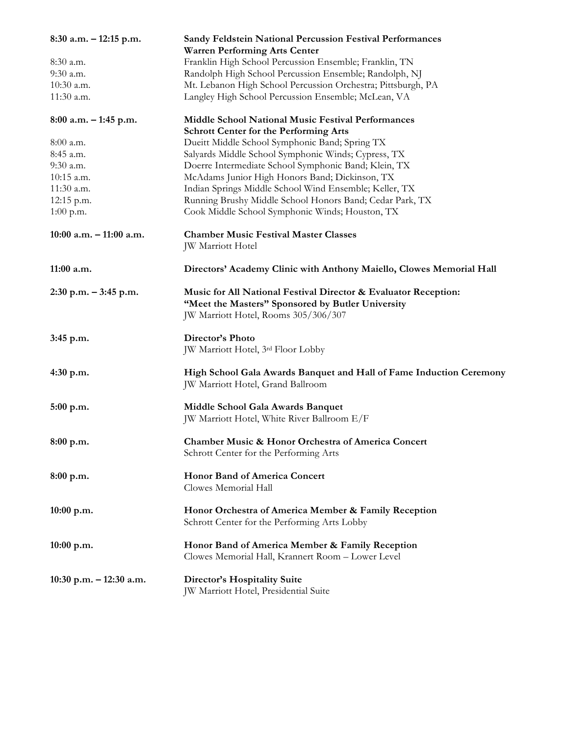**8:30 a.m. – 12:15 p.m.** **Sandy Feldstein National Percussion Festival Performances**
**Warren Performing Arts Center**

8:30 a.m. Franklin High School Percussion Ensemble; Franklin, TN
9:30 a.m. Randolph High School Percussion Ensemble; Randolph, NJ
10:30 a.m. Mt. Lebanon High School Percussion Orchestra; Pittsburgh, PA
11:30 a.m. Langley High School Percussion Ensemble; McLean, VA

**8:00 a.m. – 1:45 p.m.** **Middle School National Music Festival Performances**
**Schrott Center for the Performing Arts**

8:00 a.m. Dueitt Middle School Symphonic Band; Spring TX
8:45 a.m. Salyards Middle School Symphonic Winds; Cypress, TX
9:30 a.m. Doerre Intermediate School Symphonic Band; Klein, TX
10:15 a.m. McAdams Junior High Honors Band; Dickinson, TX
11:30 a.m. Indian Springs Middle School Wind Ensemble; Keller, TX
12:15 p.m. Running Brushy Middle School Honors Band; Cedar Park, TX
1:00 p.m. Cook Middle School Symphonic Winds; Houston, TX

**10:00 a.m. – 11:00 a.m.** **Chamber Music Festival Master Classes**
JW Marriott Hotel

**11:00 a.m.** **Directors' Academy Clinic with Anthony Maiello, Clowes Memorial Hall**

**2:30 p.m. – 3:45 p.m.** **Music for All National Festival Director & Evaluator Reception: "Meet the Masters" Sponsored by Butler University**
JW Marriott Hotel, Rooms 305/306/307

**3:45 p.m.** **Director's Photo**
JW Marriott Hotel, 3rd Floor Lobby

**4:30 p.m.** **High School Gala Awards Banquet and Hall of Fame Induction Ceremony**
JW Marriott Hotel, Grand Ballroom

**5:00 p.m.** **Middle School Gala Awards Banquet**
JW Marriott Hotel, White River Ballroom E/F

**8:00 p.m.** **Chamber Music & Honor Orchestra of America Concert**
Schrott Center for the Performing Arts

**8:00 p.m.** **Honor Band of America Concert**
Clowes Memorial Hall

**10:00 p.m.** **Honor Orchestra of America Member & Family Reception**
Schrott Center for the Performing Arts Lobby

**10:00 p.m.** **Honor Band of America Member & Family Reception**
Clowes Memorial Hall, Krannert Room – Lower Level

**10:30 p.m. – 12:30 a.m.** **Director's Hospitality Suite**
JW Marriott Hotel, Presidential Suite